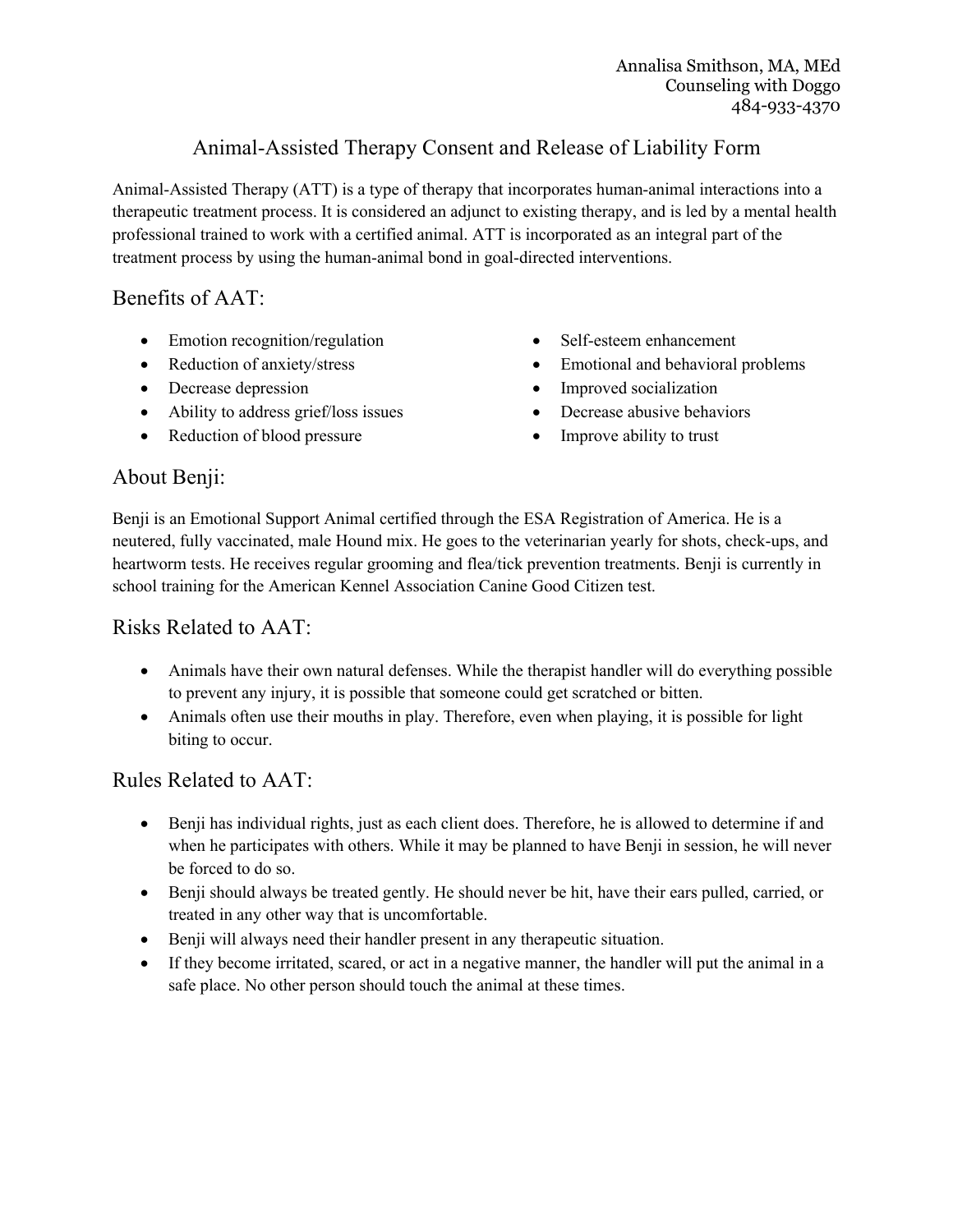Annalisa Smithson, MA, MEd
Counseling with Doggo
484-933-4370

# Animal-Assisted Therapy Consent and Release of Liability Form

Animal-Assisted Therapy (ATT) is a type of therapy that incorporates human-animal interactions into a therapeutic treatment process. It is considered an adjunct to existing therapy, and is led by a mental health professional trained to work with a certified animal. ATT is incorporated as an integral part of the treatment process by using the human-animal bond in goal-directed interventions.

## Benefits of AAT:

- Emotion recognition/regulation
- Reduction of anxiety/stress
- Decrease depression
- Ability to address grief/loss issues
- Reduction of blood pressure
- Self-esteem enhancement
- Emotional and behavioral problems
- Improved socialization
- Decrease abusive behaviors
- Improve ability to trust

## About Benji:

Benji is an Emotional Support Animal certified through the ESA Registration of America. He is a neutered, fully vaccinated, male Hound mix. He goes to the veterinarian yearly for shots, check-ups, and heartworm tests. He receives regular grooming and flea/tick prevention treatments. Benji is currently in school training for the American Kennel Association Canine Good Citizen test.

## Risks Related to AAT:

- Animals have their own natural defenses. While the therapist handler will do everything possible to prevent any injury, it is possible that someone could get scratched or bitten.
- Animals often use their mouths in play. Therefore, even when playing, it is possible for light biting to occur.

## Rules Related to AAT:

- Benji has individual rights, just as each client does. Therefore, he is allowed to determine if and when he participates with others. While it may be planned to have Benji in session, he will never be forced to do so.
- Benji should always be treated gently. He should never be hit, have their ears pulled, carried, or treated in any other way that is uncomfortable.
- Benji will always need their handler present in any therapeutic situation.
- If they become irritated, scared, or act in a negative manner, the handler will put the animal in a safe place. No other person should touch the animal at these times.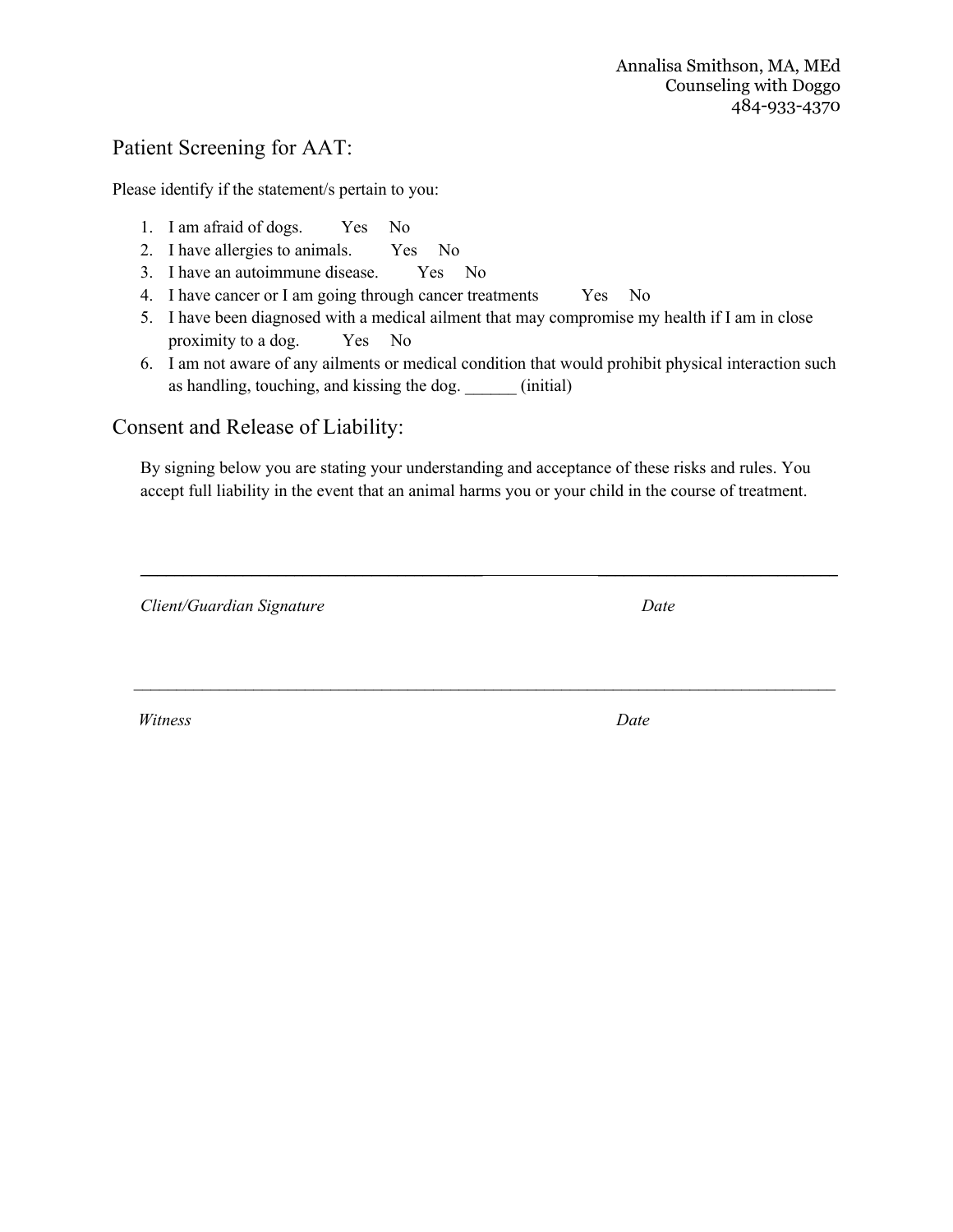Annalisa Smithson, MA, MEd
Counseling with Doggo
484-933-4370

## Patient Screening for AAT:

Please identify if the statement/s pertain to you:

1. I am afraid of dogs. Yes No
2. I have allergies to animals. Yes No
3. I have an autoimmune disease. Yes No
4. I have cancer or I am going through cancer treatments Yes No
5. I have been diagnosed with a medical ailment that may compromise my health if I am in close proximity to a dog. Yes No
6. I am not aware of any ailments or medical condition that would prohibit physical interaction such as handling, touching, and kissing the dog. ______ (initial)

## Consent and Release of Liability:

By signing below you are stating your understanding and acceptance of these risks and rules. You accept full liability in the event that an animal harms you or your child in the course of treatment.

______________________________________ ______________________

*Client/Guardian Signature* *Date*

______________________________________ ______________________

*Witness* *Date*